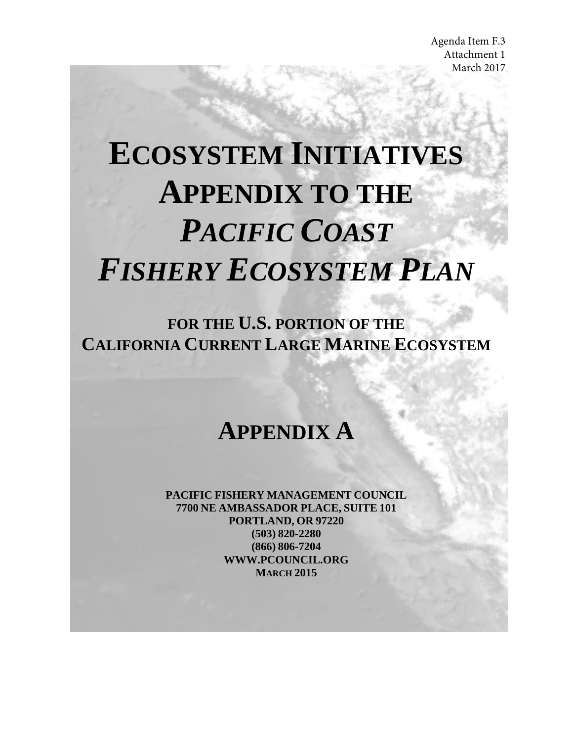Agenda Item F.3
Attachment 1
March 2017

# ECOSYSTEM INITIATIVES APPENDIX TO THE *PACIFIC COAST FISHERY ECOSYSTEM PLAN*

## FOR THE U.S. PORTION OF THE CALIFORNIA CURRENT LARGE MARINE ECOSYSTEM

## APPENDIX A

**PACIFIC FISHERY MANAGEMENT COUNCIL**
**7700 NE AMBASSADOR PLACE, SUITE 101**
**PORTLAND, OR 97220**
**(503) 820-2280**
**(866) 806-7204**
**WWW.PCOUNCIL.ORG**
**MARCH 2015**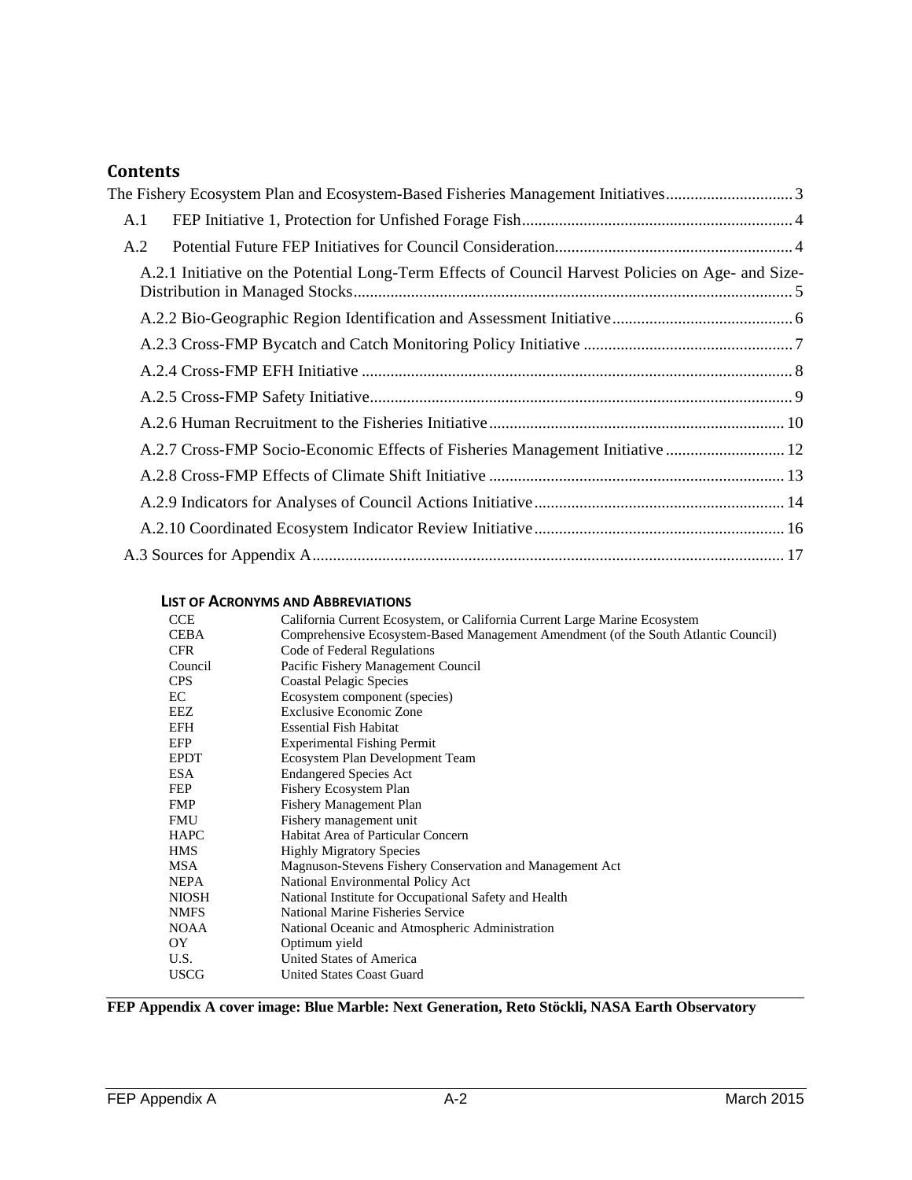## Contents

The Fishery Ecosystem Plan and Ecosystem-Based Fisheries Management Initiatives ... 3

- A.1 FEP Initiative 1, Protection for Unfished Forage Fish ... 4
- A.2 Potential Future FEP Initiatives for Council Consideration ... 4
  - A.2.1 Initiative on the Potential Long-Term Effects of Council Harvest Policies on Age- and Size-Distribution in Managed Stocks ... 5
  - A.2.2 Bio-Geographic Region Identification and Assessment Initiative ... 6
  - A.2.3 Cross-FMP Bycatch and Catch Monitoring Policy Initiative ... 7
  - A.2.4 Cross-FMP EFH Initiative ... 8
  - A.2.5 Cross-FMP Safety Initiative ... 9
  - A.2.6 Human Recruitment to the Fisheries Initiative ... 10
  - A.2.7 Cross-FMP Socio-Economic Effects of Fisheries Management Initiative ... 12
  - A.2.8 Cross-FMP Effects of Climate Shift Initiative ... 13
  - A.2.9 Indicators for Analyses of Council Actions Initiative ... 14
  - A.2.10 Coordinated Ecosystem Indicator Review Initiative ... 16
- A.3 Sources for Appendix A ... 17

### List of Acronyms and Abbreviations

| | |
|---|---|
| CCE | California Current Ecosystem, or California Current Large Marine Ecosystem |
| CEBA | Comprehensive Ecosystem-Based Management Amendment (of the South Atlantic Council) |
| CFR | Code of Federal Regulations |
| Council | Pacific Fishery Management Council |
| CPS | Coastal Pelagic Species |
| EC | Ecosystem component (species) |
| EEZ | Exclusive Economic Zone |
| EFH | Essential Fish Habitat |
| EFP | Experimental Fishing Permit |
| EPDT | Ecosystem Plan Development Team |
| ESA | Endangered Species Act |
| FEP | Fishery Ecosystem Plan |
| FMP | Fishery Management Plan |
| FMU | Fishery management unit |
| HAPC | Habitat Area of Particular Concern |
| HMS | Highly Migratory Species |
| MSA | Magnuson-Stevens Fishery Conservation and Management Act |
| NEPA | National Environmental Policy Act |
| NIOSH | National Institute for Occupational Safety and Health |
| NMFS | National Marine Fisheries Service |
| NOAA | National Oceanic and Atmospheric Administration |
| OY | Optimum yield |
| U.S. | United States of America |
| USCG | United States Coast Guard |

**FEP Appendix A cover image: Blue Marble: Next Generation, Reto Stöckli, NASA Earth Observatory**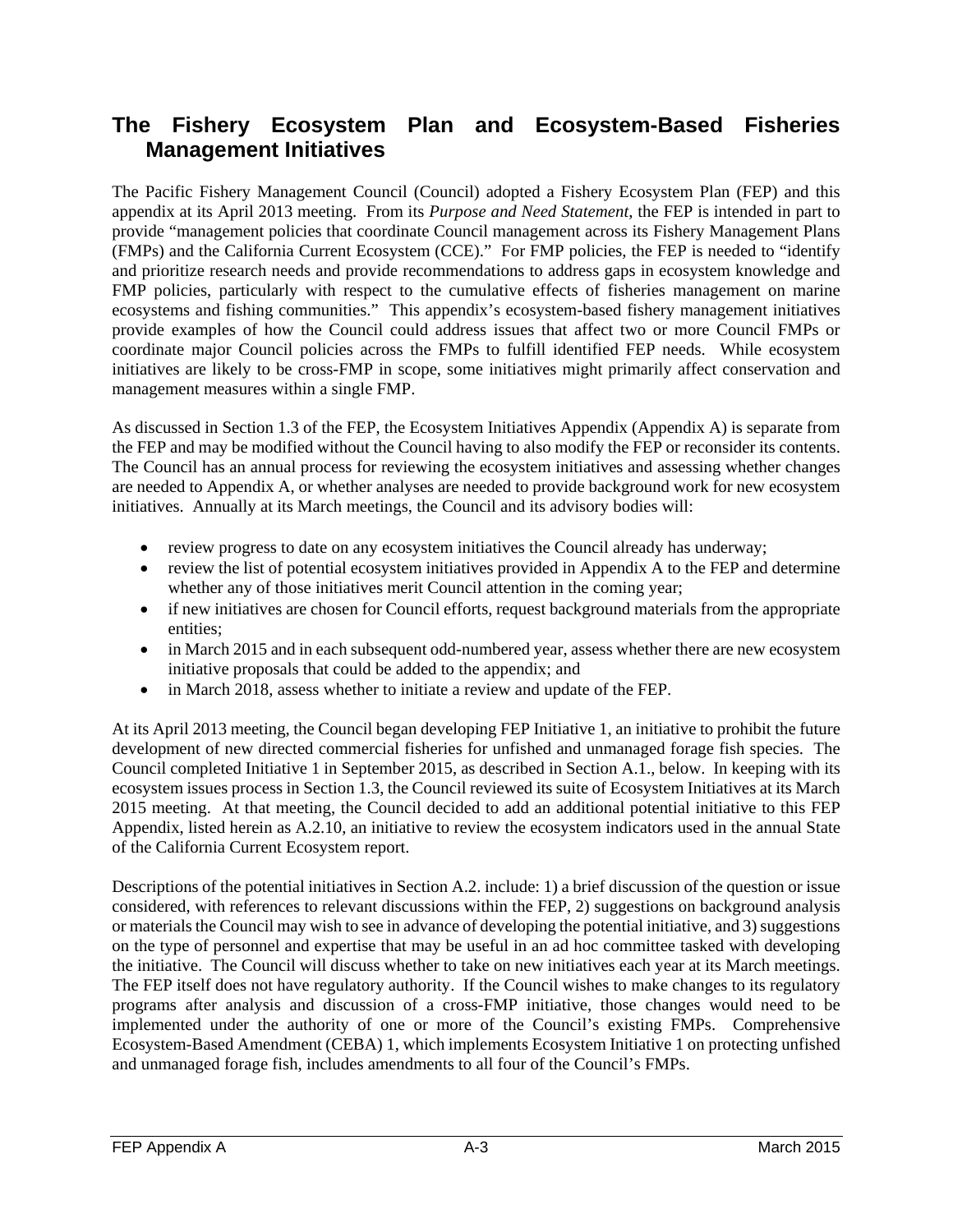## The Fishery Ecosystem Plan and Ecosystem-Based Fisheries Management Initiatives

The Pacific Fishery Management Council (Council) adopted a Fishery Ecosystem Plan (FEP) and this appendix at its April 2013 meeting. From its *Purpose and Need Statement*, the FEP is intended in part to provide "management policies that coordinate Council management across its Fishery Management Plans (FMPs) and the California Current Ecosystem (CCE)." For FMP policies, the FEP is needed to "identify and prioritize research needs and provide recommendations to address gaps in ecosystem knowledge and FMP policies, particularly with respect to the cumulative effects of fisheries management on marine ecosystems and fishing communities." This appendix's ecosystem-based fishery management initiatives provide examples of how the Council could address issues that affect two or more Council FMPs or coordinate major Council policies across the FMPs to fulfill identified FEP needs. While ecosystem initiatives are likely to be cross-FMP in scope, some initiatives might primarily affect conservation and management measures within a single FMP.

As discussed in Section 1.3 of the FEP, the Ecosystem Initiatives Appendix (Appendix A) is separate from the FEP and may be modified without the Council having to also modify the FEP or reconsider its contents. The Council has an annual process for reviewing the ecosystem initiatives and assessing whether changes are needed to Appendix A, or whether analyses are needed to provide background work for new ecosystem initiatives. Annually at its March meetings, the Council and its advisory bodies will:

- review progress to date on any ecosystem initiatives the Council already has underway;
- review the list of potential ecosystem initiatives provided in Appendix A to the FEP and determine whether any of those initiatives merit Council attention in the coming year;
- if new initiatives are chosen for Council efforts, request background materials from the appropriate entities;
- in March 2015 and in each subsequent odd-numbered year, assess whether there are new ecosystem initiative proposals that could be added to the appendix; and
- in March 2018, assess whether to initiate a review and update of the FEP.

At its April 2013 meeting, the Council began developing FEP Initiative 1, an initiative to prohibit the future development of new directed commercial fisheries for unfished and unmanaged forage fish species. The Council completed Initiative 1 in September 2015, as described in Section A.1., below. In keeping with its ecosystem issues process in Section 1.3, the Council reviewed its suite of Ecosystem Initiatives at its March 2015 meeting. At that meeting, the Council decided to add an additional potential initiative to this FEP Appendix, listed herein as A.2.10, an initiative to review the ecosystem indicators used in the annual State of the California Current Ecosystem report.

Descriptions of the potential initiatives in Section A.2. include: 1) a brief discussion of the question or issue considered, with references to relevant discussions within the FEP, 2) suggestions on background analysis or materials the Council may wish to see in advance of developing the potential initiative, and 3) suggestions on the type of personnel and expertise that may be useful in an ad hoc committee tasked with developing the initiative. The Council will discuss whether to take on new initiatives each year at its March meetings. The FEP itself does not have regulatory authority. If the Council wishes to make changes to its regulatory programs after analysis and discussion of a cross-FMP initiative, those changes would need to be implemented under the authority of one or more of the Council's existing FMPs. Comprehensive Ecosystem-Based Amendment (CEBA) 1, which implements Ecosystem Initiative 1 on protecting unfished and unmanaged forage fish, includes amendments to all four of the Council's FMPs.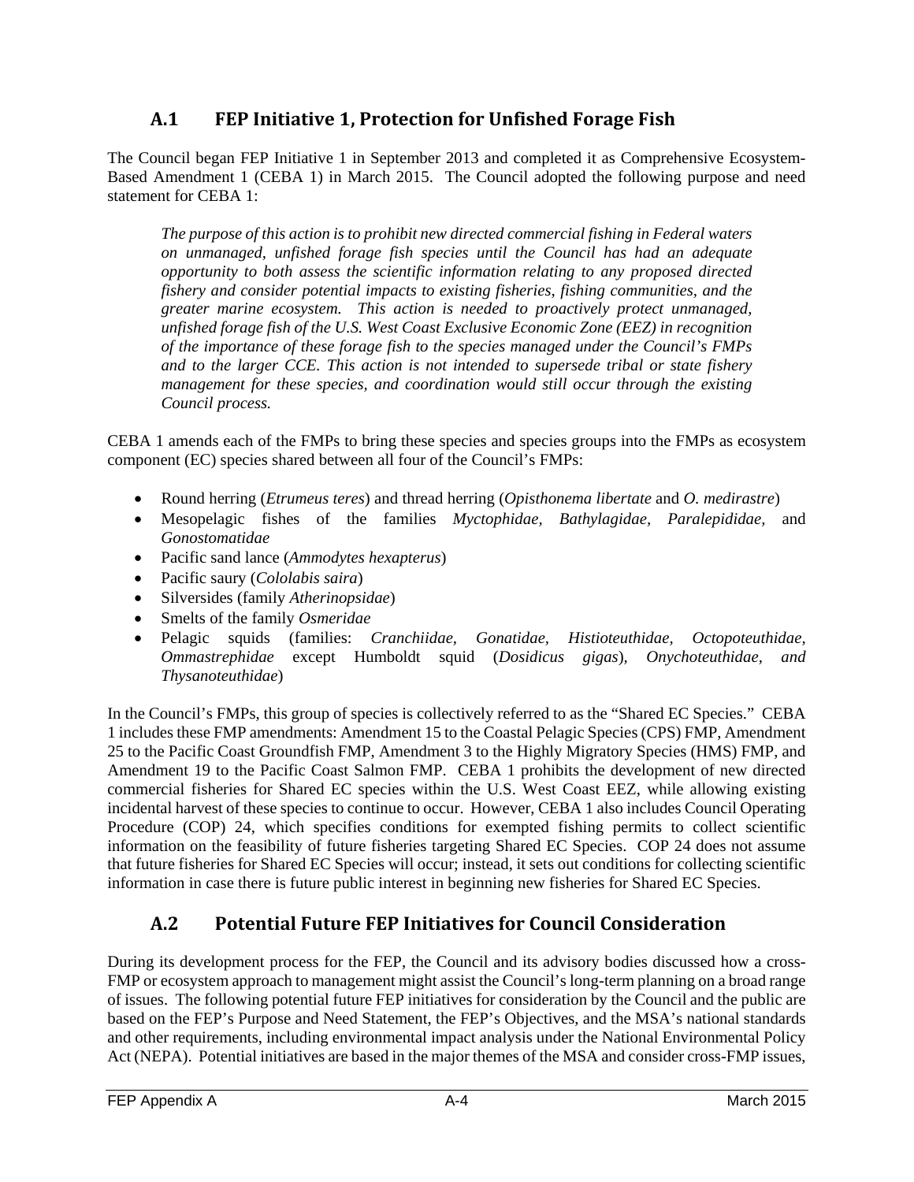## A.1 FEP Initiative 1, Protection for Unfished Forage Fish

The Council began FEP Initiative 1 in September 2013 and completed it as Comprehensive Ecosystem-Based Amendment 1 (CEBA 1) in March 2015. The Council adopted the following purpose and need statement for CEBA 1:

> *The purpose of this action is to prohibit new directed commercial fishing in Federal waters on unmanaged, unfished forage fish species until the Council has had an adequate opportunity to both assess the scientific information relating to any proposed directed fishery and consider potential impacts to existing fisheries, fishing communities, and the greater marine ecosystem. This action is needed to proactively protect unmanaged, unfished forage fish of the U.S. West Coast Exclusive Economic Zone (EEZ) in recognition of the importance of these forage fish to the species managed under the Council's FMPs and to the larger CCE. This action is not intended to supersede tribal or state fishery management for these species, and coordination would still occur through the existing Council process.*

CEBA 1 amends each of the FMPs to bring these species and species groups into the FMPs as ecosystem component (EC) species shared between all four of the Council's FMPs:

- Round herring (*Etrumeus teres*) and thread herring (*Opisthonema libertate* and *O. medirastre*)
- Mesopelagic fishes of the families *Myctophidae*, *Bathylagidae, Paralepididae,* and *Gonostomatidae*
- Pacific sand lance (*Ammodytes hexapterus*)
- Pacific saury (*Cololabis saira*)
- Silversides (family *Atherinopsidae*)
- Smelts of the family *Osmeridae*
- Pelagic squids (families: *Cranchiidae, Gonatidae, Histioteuthidae, Octopoteuthidae, Ommastrephidae* except Humboldt squid (*Dosidicus gigas*), *Onychoteuthidae, and Thysanoteuthidae*)

In the Council's FMPs, this group of species is collectively referred to as the "Shared EC Species." CEBA 1 includes these FMP amendments: Amendment 15 to the Coastal Pelagic Species (CPS) FMP, Amendment 25 to the Pacific Coast Groundfish FMP, Amendment 3 to the Highly Migratory Species (HMS) FMP, and Amendment 19 to the Pacific Coast Salmon FMP. CEBA 1 prohibits the development of new directed commercial fisheries for Shared EC species within the U.S. West Coast EEZ, while allowing existing incidental harvest of these species to continue to occur. However, CEBA 1 also includes Council Operating Procedure (COP) 24, which specifies conditions for exempted fishing permits to collect scientific information on the feasibility of future fisheries targeting Shared EC Species. COP 24 does not assume that future fisheries for Shared EC Species will occur; instead, it sets out conditions for collecting scientific information in case there is future public interest in beginning new fisheries for Shared EC Species.

## A.2 Potential Future FEP Initiatives for Council Consideration

During its development process for the FEP, the Council and its advisory bodies discussed how a cross-FMP or ecosystem approach to management might assist the Council's long-term planning on a broad range of issues. The following potential future FEP initiatives for consideration by the Council and the public are based on the FEP's Purpose and Need Statement, the FEP's Objectives, and the MSA's national standards and other requirements, including environmental impact analysis under the National Environmental Policy Act (NEPA). Potential initiatives are based in the major themes of the MSA and consider cross-FMP issues,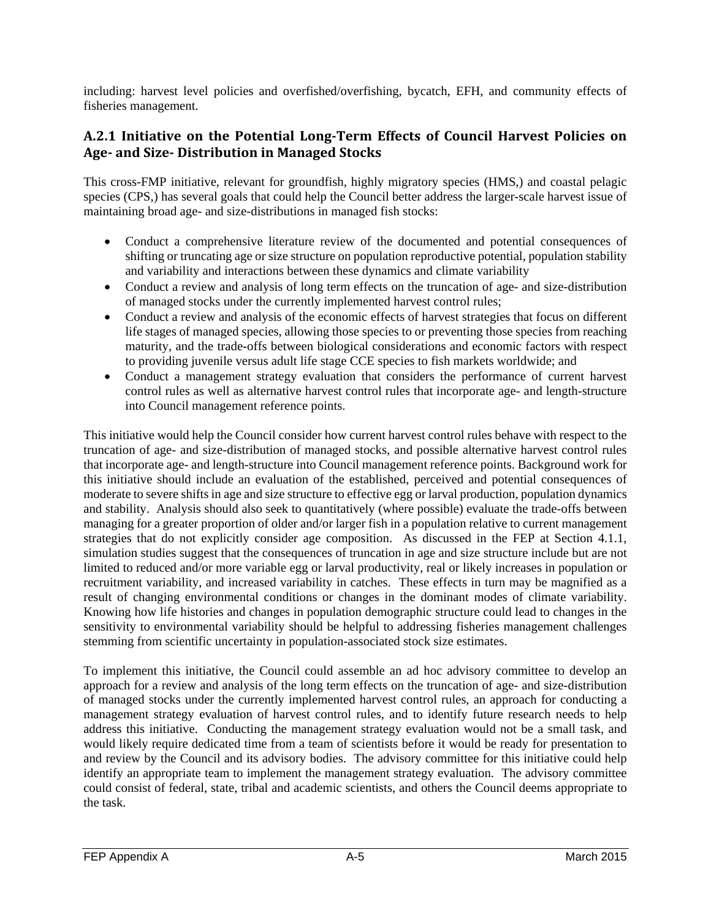including: harvest level policies and overfished/overfishing, bycatch, EFH, and community effects of fisheries management.

### A.2.1 Initiative on the Potential Long-Term Effects of Council Harvest Policies on Age- and Size- Distribution in Managed Stocks

This cross-FMP initiative, relevant for groundfish, highly migratory species (HMS,) and coastal pelagic species (CPS,) has several goals that could help the Council better address the larger-scale harvest issue of maintaining broad age- and size-distributions in managed fish stocks:

- Conduct a comprehensive literature review of the documented and potential consequences of shifting or truncating age or size structure on population reproductive potential, population stability and variability and interactions between these dynamics and climate variability
- Conduct a review and analysis of long term effects on the truncation of age- and size-distribution of managed stocks under the currently implemented harvest control rules;
- Conduct a review and analysis of the economic effects of harvest strategies that focus on different life stages of managed species, allowing those species to or preventing those species from reaching maturity, and the trade-offs between biological considerations and economic factors with respect to providing juvenile versus adult life stage CCE species to fish markets worldwide; and
- Conduct a management strategy evaluation that considers the performance of current harvest control rules as well as alternative harvest control rules that incorporate age- and length-structure into Council management reference points.

This initiative would help the Council consider how current harvest control rules behave with respect to the truncation of age- and size-distribution of managed stocks, and possible alternative harvest control rules that incorporate age- and length-structure into Council management reference points. Background work for this initiative should include an evaluation of the established, perceived and potential consequences of moderate to severe shifts in age and size structure to effective egg or larval production, population dynamics and stability. Analysis should also seek to quantitatively (where possible) evaluate the trade-offs between managing for a greater proportion of older and/or larger fish in a population relative to current management strategies that do not explicitly consider age composition. As discussed in the FEP at Section 4.1.1, simulation studies suggest that the consequences of truncation in age and size structure include but are not limited to reduced and/or more variable egg or larval productivity, real or likely increases in population or recruitment variability, and increased variability in catches. These effects in turn may be magnified as a result of changing environmental conditions or changes in the dominant modes of climate variability. Knowing how life histories and changes in population demographic structure could lead to changes in the sensitivity to environmental variability should be helpful to addressing fisheries management challenges stemming from scientific uncertainty in population-associated stock size estimates.

To implement this initiative, the Council could assemble an ad hoc advisory committee to develop an approach for a review and analysis of the long term effects on the truncation of age- and size-distribution of managed stocks under the currently implemented harvest control rules, an approach for conducting a management strategy evaluation of harvest control rules, and to identify future research needs to help address this initiative. Conducting the management strategy evaluation would not be a small task, and would likely require dedicated time from a team of scientists before it would be ready for presentation to and review by the Council and its advisory bodies. The advisory committee for this initiative could help identify an appropriate team to implement the management strategy evaluation. The advisory committee could consist of federal, state, tribal and academic scientists, and others the Council deems appropriate to the task.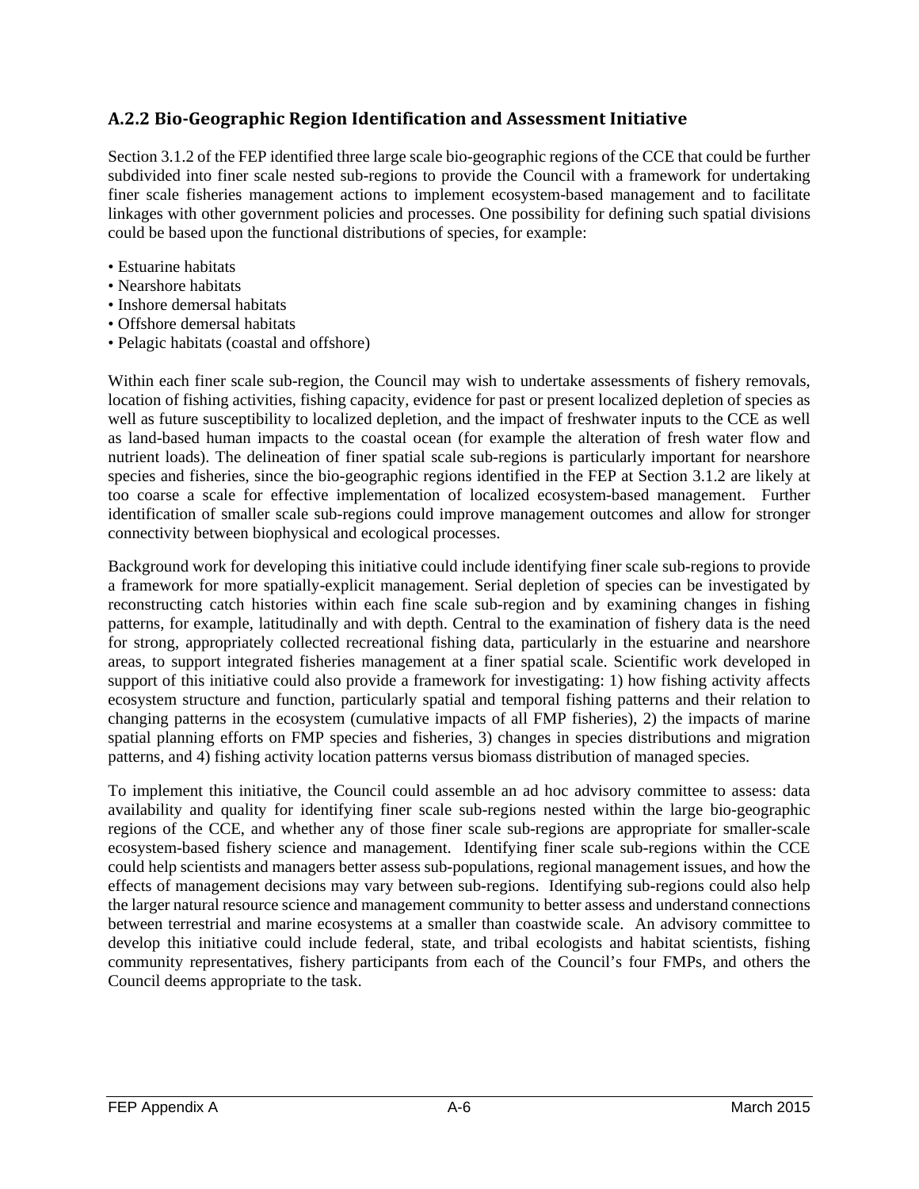### A.2.2 Bio-Geographic Region Identification and Assessment Initiative

Section 3.1.2 of the FEP identified three large scale bio-geographic regions of the CCE that could be further subdivided into finer scale nested sub-regions to provide the Council with a framework for undertaking finer scale fisheries management actions to implement ecosystem-based management and to facilitate linkages with other government policies and processes. One possibility for defining such spatial divisions could be based upon the functional distributions of species, for example:

- Estuarine habitats
- Nearshore habitats
- Inshore demersal habitats
- Offshore demersal habitats
- Pelagic habitats (coastal and offshore)

Within each finer scale sub-region, the Council may wish to undertake assessments of fishery removals, location of fishing activities, fishing capacity, evidence for past or present localized depletion of species as well as future susceptibility to localized depletion, and the impact of freshwater inputs to the CCE as well as land-based human impacts to the coastal ocean (for example the alteration of fresh water flow and nutrient loads). The delineation of finer spatial scale sub-regions is particularly important for nearshore species and fisheries, since the bio-geographic regions identified in the FEP at Section 3.1.2 are likely at too coarse a scale for effective implementation of localized ecosystem-based management. Further identification of smaller scale sub-regions could improve management outcomes and allow for stronger connectivity between biophysical and ecological processes.

Background work for developing this initiative could include identifying finer scale sub-regions to provide a framework for more spatially-explicit management. Serial depletion of species can be investigated by reconstructing catch histories within each fine scale sub-region and by examining changes in fishing patterns, for example, latitudinally and with depth. Central to the examination of fishery data is the need for strong, appropriately collected recreational fishing data, particularly in the estuarine and nearshore areas, to support integrated fisheries management at a finer spatial scale. Scientific work developed in support of this initiative could also provide a framework for investigating: 1) how fishing activity affects ecosystem structure and function, particularly spatial and temporal fishing patterns and their relation to changing patterns in the ecosystem (cumulative impacts of all FMP fisheries), 2) the impacts of marine spatial planning efforts on FMP species and fisheries, 3) changes in species distributions and migration patterns, and 4) fishing activity location patterns versus biomass distribution of managed species.

To implement this initiative, the Council could assemble an ad hoc advisory committee to assess: data availability and quality for identifying finer scale sub-regions nested within the large bio-geographic regions of the CCE, and whether any of those finer scale sub-regions are appropriate for smaller-scale ecosystem-based fishery science and management. Identifying finer scale sub-regions within the CCE could help scientists and managers better assess sub-populations, regional management issues, and how the effects of management decisions may vary between sub-regions. Identifying sub-regions could also help the larger natural resource science and management community to better assess and understand connections between terrestrial and marine ecosystems at a smaller than coastwide scale. An advisory committee to develop this initiative could include federal, state, and tribal ecologists and habitat scientists, fishing community representatives, fishery participants from each of the Council's four FMPs, and others the Council deems appropriate to the task.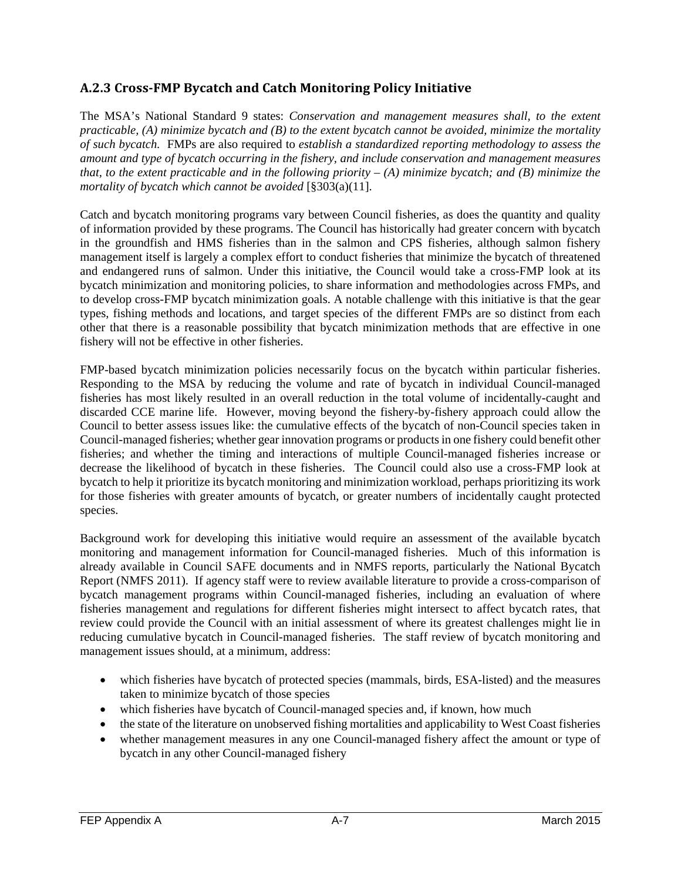### A.2.3 Cross-FMP Bycatch and Catch Monitoring Policy Initiative

The MSA's National Standard 9 states: *Conservation and management measures shall, to the extent practicable, (A) minimize bycatch and (B) to the extent bycatch cannot be avoided, minimize the mortality of such bycatch.* FMPs are also required to *establish a standardized reporting methodology to assess the amount and type of bycatch occurring in the fishery, and include conservation and management measures that, to the extent practicable and in the following priority – (A) minimize bycatch; and (B) minimize the mortality of bycatch which cannot be avoided* [§303(a)(11].

Catch and bycatch monitoring programs vary between Council fisheries, as does the quantity and quality of information provided by these programs. The Council has historically had greater concern with bycatch in the groundfish and HMS fisheries than in the salmon and CPS fisheries, although salmon fishery management itself is largely a complex effort to conduct fisheries that minimize the bycatch of threatened and endangered runs of salmon. Under this initiative, the Council would take a cross-FMP look at its bycatch minimization and monitoring policies, to share information and methodologies across FMPs, and to develop cross-FMP bycatch minimization goals. A notable challenge with this initiative is that the gear types, fishing methods and locations, and target species of the different FMPs are so distinct from each other that there is a reasonable possibility that bycatch minimization methods that are effective in one fishery will not be effective in other fisheries.

FMP-based bycatch minimization policies necessarily focus on the bycatch within particular fisheries. Responding to the MSA by reducing the volume and rate of bycatch in individual Council-managed fisheries has most likely resulted in an overall reduction in the total volume of incidentally-caught and discarded CCE marine life. However, moving beyond the fishery-by-fishery approach could allow the Council to better assess issues like: the cumulative effects of the bycatch of non-Council species taken in Council-managed fisheries; whether gear innovation programs or products in one fishery could benefit other fisheries; and whether the timing and interactions of multiple Council-managed fisheries increase or decrease the likelihood of bycatch in these fisheries. The Council could also use a cross-FMP look at bycatch to help it prioritize its bycatch monitoring and minimization workload, perhaps prioritizing its work for those fisheries with greater amounts of bycatch, or greater numbers of incidentally caught protected species.

Background work for developing this initiative would require an assessment of the available bycatch monitoring and management information for Council-managed fisheries. Much of this information is already available in Council SAFE documents and in NMFS reports, particularly the National Bycatch Report (NMFS 2011). If agency staff were to review available literature to provide a cross-comparison of bycatch management programs within Council-managed fisheries, including an evaluation of where fisheries management and regulations for different fisheries might intersect to affect bycatch rates, that review could provide the Council with an initial assessment of where its greatest challenges might lie in reducing cumulative bycatch in Council-managed fisheries. The staff review of bycatch monitoring and management issues should, at a minimum, address:

- which fisheries have bycatch of protected species (mammals, birds, ESA-listed) and the measures taken to minimize bycatch of those species
- which fisheries have bycatch of Council-managed species and, if known, how much
- the state of the literature on unobserved fishing mortalities and applicability to West Coast fisheries
- whether management measures in any one Council-managed fishery affect the amount or type of bycatch in any other Council-managed fishery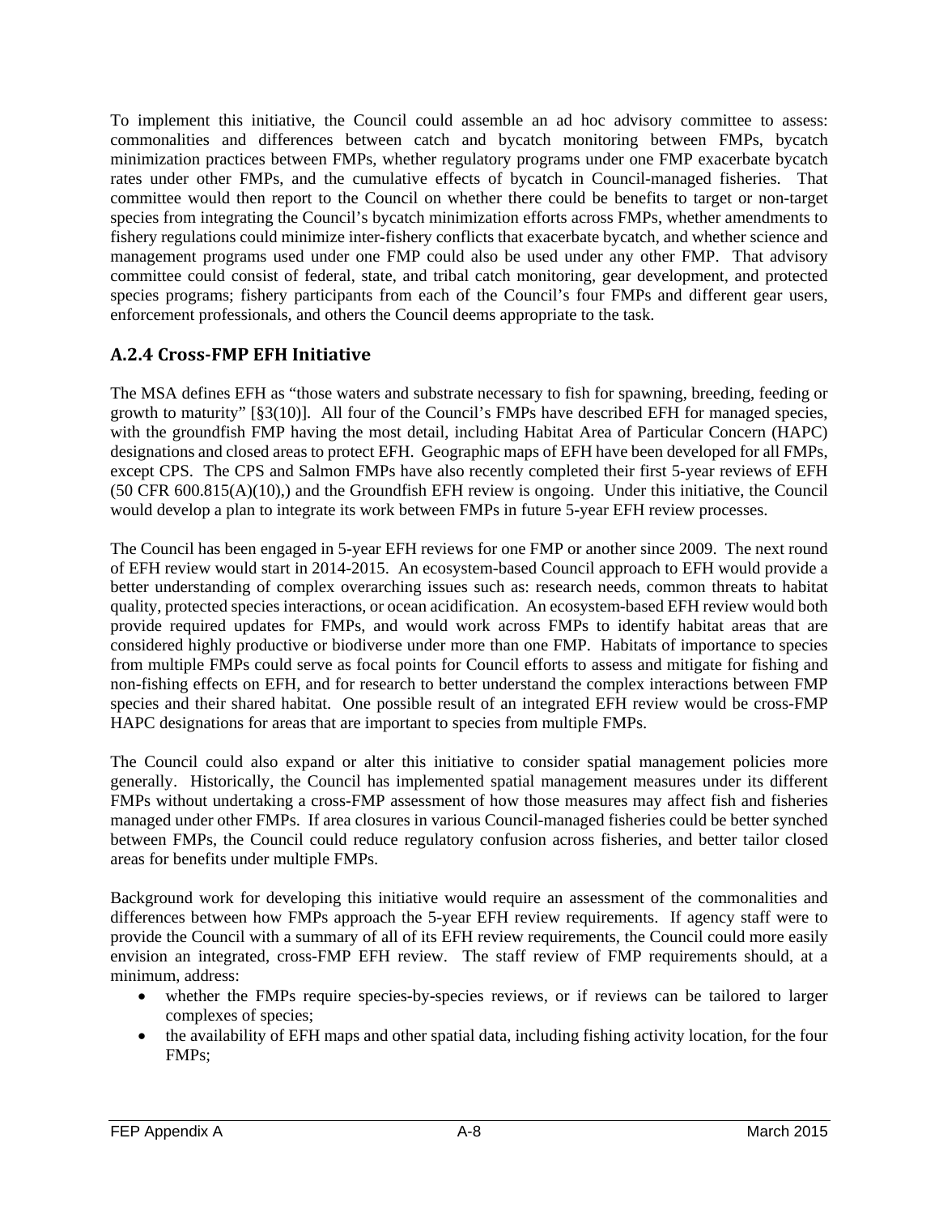To implement this initiative, the Council could assemble an ad hoc advisory committee to assess: commonalities and differences between catch and bycatch monitoring between FMPs, bycatch minimization practices between FMPs, whether regulatory programs under one FMP exacerbate bycatch rates under other FMPs, and the cumulative effects of bycatch in Council-managed fisheries. That committee would then report to the Council on whether there could be benefits to target or non-target species from integrating the Council's bycatch minimization efforts across FMPs, whether amendments to fishery regulations could minimize inter-fishery conflicts that exacerbate bycatch, and whether science and management programs used under one FMP could also be used under any other FMP. That advisory committee could consist of federal, state, and tribal catch monitoring, gear development, and protected species programs; fishery participants from each of the Council's four FMPs and different gear users, enforcement professionals, and others the Council deems appropriate to the task.

### A.2.4 Cross-FMP EFH Initiative

The MSA defines EFH as "those waters and substrate necessary to fish for spawning, breeding, feeding or growth to maturity" [§3(10)]. All four of the Council's FMPs have described EFH for managed species, with the groundfish FMP having the most detail, including Habitat Area of Particular Concern (HAPC) designations and closed areas to protect EFH. Geographic maps of EFH have been developed for all FMPs, except CPS. The CPS and Salmon FMPs have also recently completed their first 5-year reviews of EFH (50 CFR 600.815(A)(10),) and the Groundfish EFH review is ongoing. Under this initiative, the Council would develop a plan to integrate its work between FMPs in future 5-year EFH review processes.

The Council has been engaged in 5-year EFH reviews for one FMP or another since 2009. The next round of EFH review would start in 2014-2015. An ecosystem-based Council approach to EFH would provide a better understanding of complex overarching issues such as: research needs, common threats to habitat quality, protected species interactions, or ocean acidification. An ecosystem-based EFH review would both provide required updates for FMPs, and would work across FMPs to identify habitat areas that are considered highly productive or biodiverse under more than one FMP. Habitats of importance to species from multiple FMPs could serve as focal points for Council efforts to assess and mitigate for fishing and non-fishing effects on EFH, and for research to better understand the complex interactions between FMP species and their shared habitat. One possible result of an integrated EFH review would be cross-FMP HAPC designations for areas that are important to species from multiple FMPs.

The Council could also expand or alter this initiative to consider spatial management policies more generally. Historically, the Council has implemented spatial management measures under its different FMPs without undertaking a cross-FMP assessment of how those measures may affect fish and fisheries managed under other FMPs. If area closures in various Council-managed fisheries could be better synched between FMPs, the Council could reduce regulatory confusion across fisheries, and better tailor closed areas for benefits under multiple FMPs.

Background work for developing this initiative would require an assessment of the commonalities and differences between how FMPs approach the 5-year EFH review requirements. If agency staff were to provide the Council with a summary of all of its EFH review requirements, the Council could more easily envision an integrated, cross-FMP EFH review. The staff review of FMP requirements should, at a minimum, address:

- whether the FMPs require species-by-species reviews, or if reviews can be tailored to larger complexes of species;
- the availability of EFH maps and other spatial data, including fishing activity location, for the four FMPs;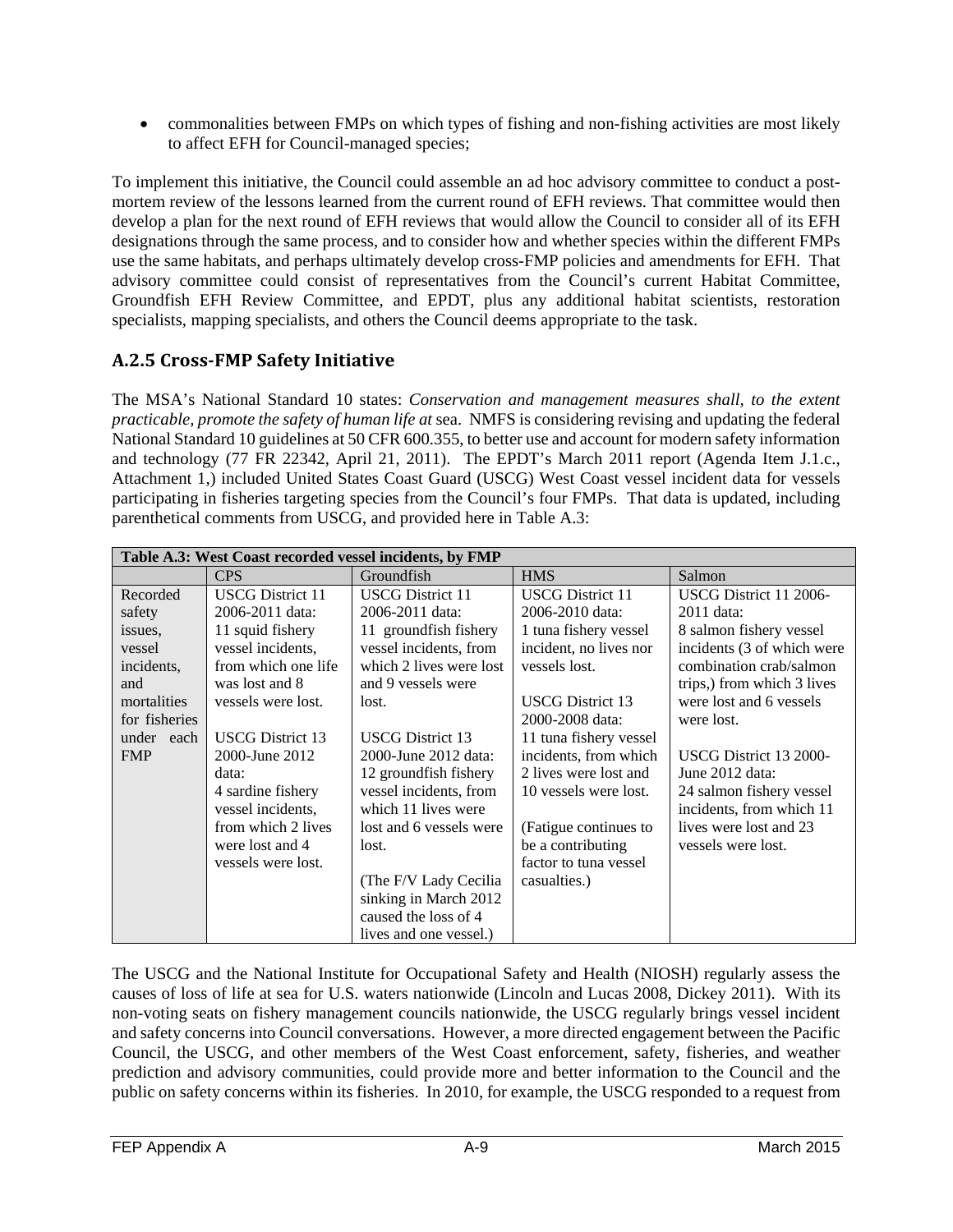- commonalities between FMPs on which types of fishing and non-fishing activities are most likely to affect EFH for Council-managed species;

To implement this initiative, the Council could assemble an ad hoc advisory committee to conduct a post-mortem review of the lessons learned from the current round of EFH reviews. That committee would then develop a plan for the next round of EFH reviews that would allow the Council to consider all of its EFH designations through the same process, and to consider how and whether species within the different FMPs use the same habitats, and perhaps ultimately develop cross-FMP policies and amendments for EFH. That advisory committee could consist of representatives from the Council's current Habitat Committee, Groundfish EFH Review Committee, and EPDT, plus any additional habitat scientists, restoration specialists, mapping specialists, and others the Council deems appropriate to the task.

### A.2.5 Cross-FMP Safety Initiative

The MSA's National Standard 10 states: *Conservation and management measures shall, to the extent practicable, promote the safety of human life at* sea. NMFS is considering revising and updating the federal National Standard 10 guidelines at 50 CFR 600.355, to better use and account for modern safety information and technology (77 FR 22342, April 21, 2011). The EPDT's March 2011 report (Agenda Item J.1.c., Attachment 1,) included United States Coast Guard (USCG) West Coast vessel incident data for vessels participating in fisheries targeting species from the Council's four FMPs. That data is updated, including parenthetical comments from USCG, and provided here in Table A.3:

| **Table A.3: West Coast recorded vessel incidents, by FMP** | | | | |
|---|---|---|---|---|
| | CPS | Groundfish | HMS | Salmon |
| Recorded safety issues, vessel incidents, and mortalities for fisheries under each FMP | USCG District 11 2006-2011 data: 11 squid fishery vessel incidents, from which one life was lost and 8 vessels were lost.<br><br>USCG District 13 2000-June 2012 data: 4 sardine fishery vessel incidents, from which 2 lives were lost and 4 vessels were lost. | USCG District 11 2006-2011 data: 11 groundfish fishery vessel incidents, from which 2 lives were lost and 9 vessels were lost.<br><br>USCG District 13 2000-June 2012 data: 12 groundfish fishery vessel incidents, from which 11 lives were lost and 6 vessels were lost.<br><br>(The F/V Lady Cecilia sinking in March 2012 caused the loss of 4 lives and one vessel.) | USCG District 11 2006-2010 data: 1 tuna fishery vessel incident, no lives nor vessels lost.<br><br>USCG District 13 2000-2008 data: 11 tuna fishery vessel incidents, from which 2 lives were lost and 10 vessels were lost.<br><br>(Fatigue continues to be a contributing factor to tuna vessel casualties.) | USCG District 11 2006-2011 data: 8 salmon fishery vessel incidents (3 of which were combination crab/salmon trips,) from which 3 lives were lost and 6 vessels were lost.<br><br>USCG District 13 2000-June 2012 data: 24 salmon fishery vessel incidents, from which 11 lives were lost and 23 vessels were lost. |

The USCG and the National Institute for Occupational Safety and Health (NIOSH) regularly assess the causes of loss of life at sea for U.S. waters nationwide (Lincoln and Lucas 2008, Dickey 2011). With its non-voting seats on fishery management councils nationwide, the USCG regularly brings vessel incident and safety concerns into Council conversations. However, a more directed engagement between the Pacific Council, the USCG, and other members of the West Coast enforcement, safety, fisheries, and weather prediction and advisory communities, could provide more and better information to the Council and the public on safety concerns within its fisheries. In 2010, for example, the USCG responded to a request from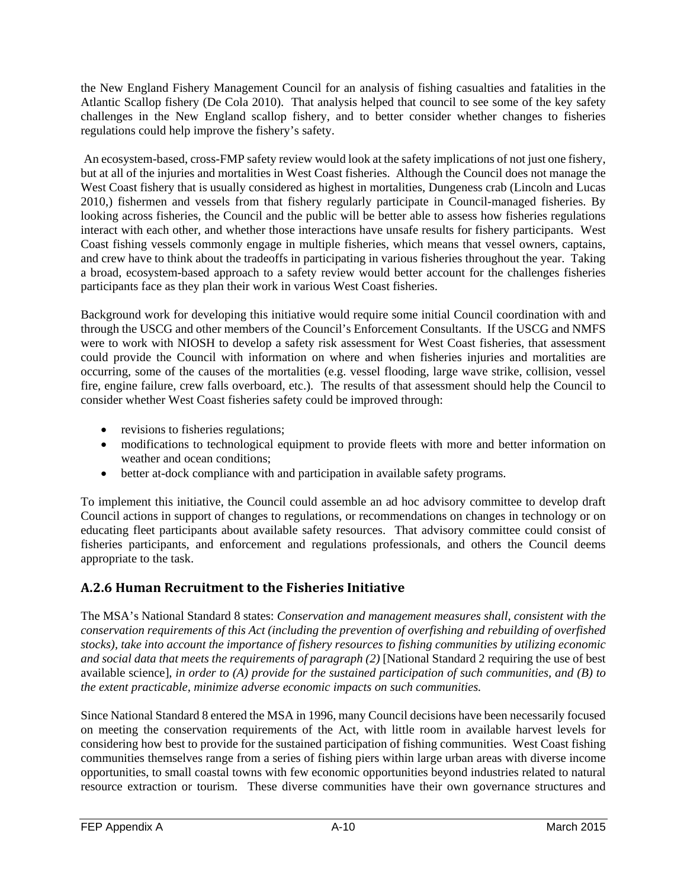the New England Fishery Management Council for an analysis of fishing casualties and fatalities in the Atlantic Scallop fishery (De Cola 2010). That analysis helped that council to see some of the key safety challenges in the New England scallop fishery, and to better consider whether changes to fisheries regulations could help improve the fishery's safety.

An ecosystem-based, cross-FMP safety review would look at the safety implications of not just one fishery, but at all of the injuries and mortalities in West Coast fisheries. Although the Council does not manage the West Coast fishery that is usually considered as highest in mortalities, Dungeness crab (Lincoln and Lucas 2010,) fishermen and vessels from that fishery regularly participate in Council-managed fisheries. By looking across fisheries, the Council and the public will be better able to assess how fisheries regulations interact with each other, and whether those interactions have unsafe results for fishery participants. West Coast fishing vessels commonly engage in multiple fisheries, which means that vessel owners, captains, and crew have to think about the tradeoffs in participating in various fisheries throughout the year. Taking a broad, ecosystem-based approach to a safety review would better account for the challenges fisheries participants face as they plan their work in various West Coast fisheries.

Background work for developing this initiative would require some initial Council coordination with and through the USCG and other members of the Council's Enforcement Consultants. If the USCG and NMFS were to work with NIOSH to develop a safety risk assessment for West Coast fisheries, that assessment could provide the Council with information on where and when fisheries injuries and mortalities are occurring, some of the causes of the mortalities (e.g. vessel flooding, large wave strike, collision, vessel fire, engine failure, crew falls overboard, etc.). The results of that assessment should help the Council to consider whether West Coast fisheries safety could be improved through:

- revisions to fisheries regulations;
- modifications to technological equipment to provide fleets with more and better information on weather and ocean conditions;
- better at-dock compliance with and participation in available safety programs.

To implement this initiative, the Council could assemble an ad hoc advisory committee to develop draft Council actions in support of changes to regulations, or recommendations on changes in technology or on educating fleet participants about available safety resources. That advisory committee could consist of fisheries participants, and enforcement and regulations professionals, and others the Council deems appropriate to the task.

## A.2.6 Human Recruitment to the Fisheries Initiative

The MSA's National Standard 8 states: *Conservation and management measures shall, consistent with the conservation requirements of this Act (including the prevention of overfishing and rebuilding of overfished stocks), take into account the importance of fishery resources to fishing communities by utilizing economic and social data that meets the requirements of paragraph (2)* [National Standard 2 requiring the use of best available science], *in order to (A) provide for the sustained participation of such communities, and (B) to the extent practicable, minimize adverse economic impacts on such communities.*

Since National Standard 8 entered the MSA in 1996, many Council decisions have been necessarily focused on meeting the conservation requirements of the Act, with little room in available harvest levels for considering how best to provide for the sustained participation of fishing communities. West Coast fishing communities themselves range from a series of fishing piers within large urban areas with diverse income opportunities, to small coastal towns with few economic opportunities beyond industries related to natural resource extraction or tourism. These diverse communities have their own governance structures and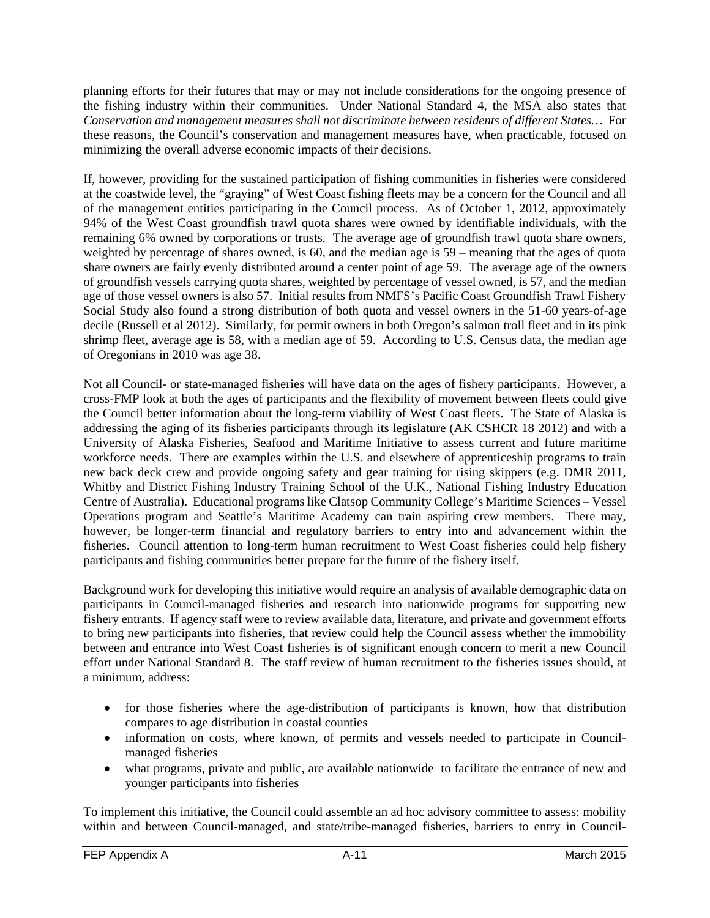planning efforts for their futures that may or may not include considerations for the ongoing presence of the fishing industry within their communities. Under National Standard 4, the MSA also states that *Conservation and management measures shall not discriminate between residents of different States…* For these reasons, the Council's conservation and management measures have, when practicable, focused on minimizing the overall adverse economic impacts of their decisions.

If, however, providing for the sustained participation of fishing communities in fisheries were considered at the coastwide level, the "graying" of West Coast fishing fleets may be a concern for the Council and all of the management entities participating in the Council process. As of October 1, 2012, approximately 94% of the West Coast groundfish trawl quota shares were owned by identifiable individuals, with the remaining 6% owned by corporations or trusts. The average age of groundfish trawl quota share owners, weighted by percentage of shares owned, is 60, and the median age is 59 – meaning that the ages of quota share owners are fairly evenly distributed around a center point of age 59. The average age of the owners of groundfish vessels carrying quota shares, weighted by percentage of vessel owned, is 57, and the median age of those vessel owners is also 57. Initial results from NMFS's Pacific Coast Groundfish Trawl Fishery Social Study also found a strong distribution of both quota and vessel owners in the 51-60 years-of-age decile (Russell et al 2012). Similarly, for permit owners in both Oregon's salmon troll fleet and in its pink shrimp fleet, average age is 58, with a median age of 59. According to U.S. Census data, the median age of Oregonians in 2010 was age 38.

Not all Council- or state-managed fisheries will have data on the ages of fishery participants. However, a cross-FMP look at both the ages of participants and the flexibility of movement between fleets could give the Council better information about the long-term viability of West Coast fleets. The State of Alaska is addressing the aging of its fisheries participants through its legislature (AK CSHCR 18 2012) and with a University of Alaska Fisheries, Seafood and Maritime Initiative to assess current and future maritime workforce needs. There are examples within the U.S. and elsewhere of apprenticeship programs to train new back deck crew and provide ongoing safety and gear training for rising skippers (e.g. DMR 2011, Whitby and District Fishing Industry Training School of the U.K., National Fishing Industry Education Centre of Australia). Educational programs like Clatsop Community College's Maritime Sciences – Vessel Operations program and Seattle's Maritime Academy can train aspiring crew members. There may, however, be longer-term financial and regulatory barriers to entry into and advancement within the fisheries. Council attention to long-term human recruitment to West Coast fisheries could help fishery participants and fishing communities better prepare for the future of the fishery itself.

Background work for developing this initiative would require an analysis of available demographic data on participants in Council-managed fisheries and research into nationwide programs for supporting new fishery entrants. If agency staff were to review available data, literature, and private and government efforts to bring new participants into fisheries, that review could help the Council assess whether the immobility between and entrance into West Coast fisheries is of significant enough concern to merit a new Council effort under National Standard 8. The staff review of human recruitment to the fisheries issues should, at a minimum, address:

- for those fisheries where the age-distribution of participants is known, how that distribution compares to age distribution in coastal counties
- information on costs, where known, of permits and vessels needed to participate in Council-managed fisheries
- what programs, private and public, are available nationwide to facilitate the entrance of new and younger participants into fisheries

To implement this initiative, the Council could assemble an ad hoc advisory committee to assess: mobility within and between Council-managed, and state/tribe-managed fisheries, barriers to entry in Council-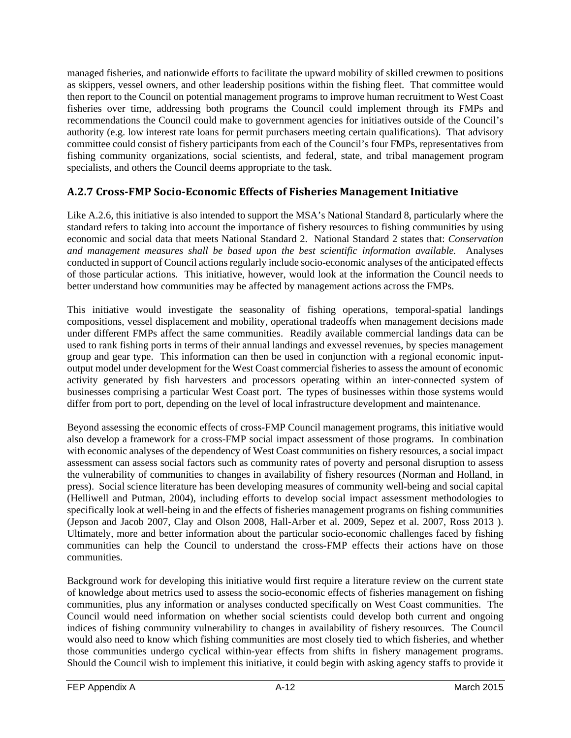managed fisheries, and nationwide efforts to facilitate the upward mobility of skilled crewmen to positions as skippers, vessel owners, and other leadership positions within the fishing fleet. That committee would then report to the Council on potential management programs to improve human recruitment to West Coast fisheries over time, addressing both programs the Council could implement through its FMPs and recommendations the Council could make to government agencies for initiatives outside of the Council's authority (e.g. low interest rate loans for permit purchasers meeting certain qualifications). That advisory committee could consist of fishery participants from each of the Council's four FMPs, representatives from fishing community organizations, social scientists, and federal, state, and tribal management program specialists, and others the Council deems appropriate to the task.

### A.2.7 Cross-FMP Socio-Economic Effects of Fisheries Management Initiative

Like A.2.6, this initiative is also intended to support the MSA's National Standard 8, particularly where the standard refers to taking into account the importance of fishery resources to fishing communities by using economic and social data that meets National Standard 2. National Standard 2 states that: *Conservation and management measures shall be based upon the best scientific information available.* Analyses conducted in support of Council actions regularly include socio-economic analyses of the anticipated effects of those particular actions. This initiative, however, would look at the information the Council needs to better understand how communities may be affected by management actions across the FMPs.

This initiative would investigate the seasonality of fishing operations, temporal-spatial landings compositions, vessel displacement and mobility, operational tradeoffs when management decisions made under different FMPs affect the same communities. Readily available commercial landings data can be used to rank fishing ports in terms of their annual landings and exvessel revenues, by species management group and gear type. This information can then be used in conjunction with a regional economic input-output model under development for the West Coast commercial fisheries to assess the amount of economic activity generated by fish harvesters and processors operating within an inter-connected system of businesses comprising a particular West Coast port. The types of businesses within those systems would differ from port to port, depending on the level of local infrastructure development and maintenance.

Beyond assessing the economic effects of cross-FMP Council management programs, this initiative would also develop a framework for a cross-FMP social impact assessment of those programs. In combination with economic analyses of the dependency of West Coast communities on fishery resources, a social impact assessment can assess social factors such as community rates of poverty and personal disruption to assess the vulnerability of communities to changes in availability of fishery resources (Norman and Holland, in press). Social science literature has been developing measures of community well-being and social capital (Helliwell and Putman, 2004), including efforts to develop social impact assessment methodologies to specifically look at well-being in and the effects of fisheries management programs on fishing communities (Jepson and Jacob 2007, Clay and Olson 2008, Hall-Arber et al. 2009, Sepez et al. 2007, Ross 2013 ). Ultimately, more and better information about the particular socio-economic challenges faced by fishing communities can help the Council to understand the cross-FMP effects their actions have on those communities.

Background work for developing this initiative would first require a literature review on the current state of knowledge about metrics used to assess the socio-economic effects of fisheries management on fishing communities, plus any information or analyses conducted specifically on West Coast communities. The Council would need information on whether social scientists could develop both current and ongoing indices of fishing community vulnerability to changes in availability of fishery resources. The Council would also need to know which fishing communities are most closely tied to which fisheries, and whether those communities undergo cyclical within-year effects from shifts in fishery management programs. Should the Council wish to implement this initiative, it could begin with asking agency staffs to provide it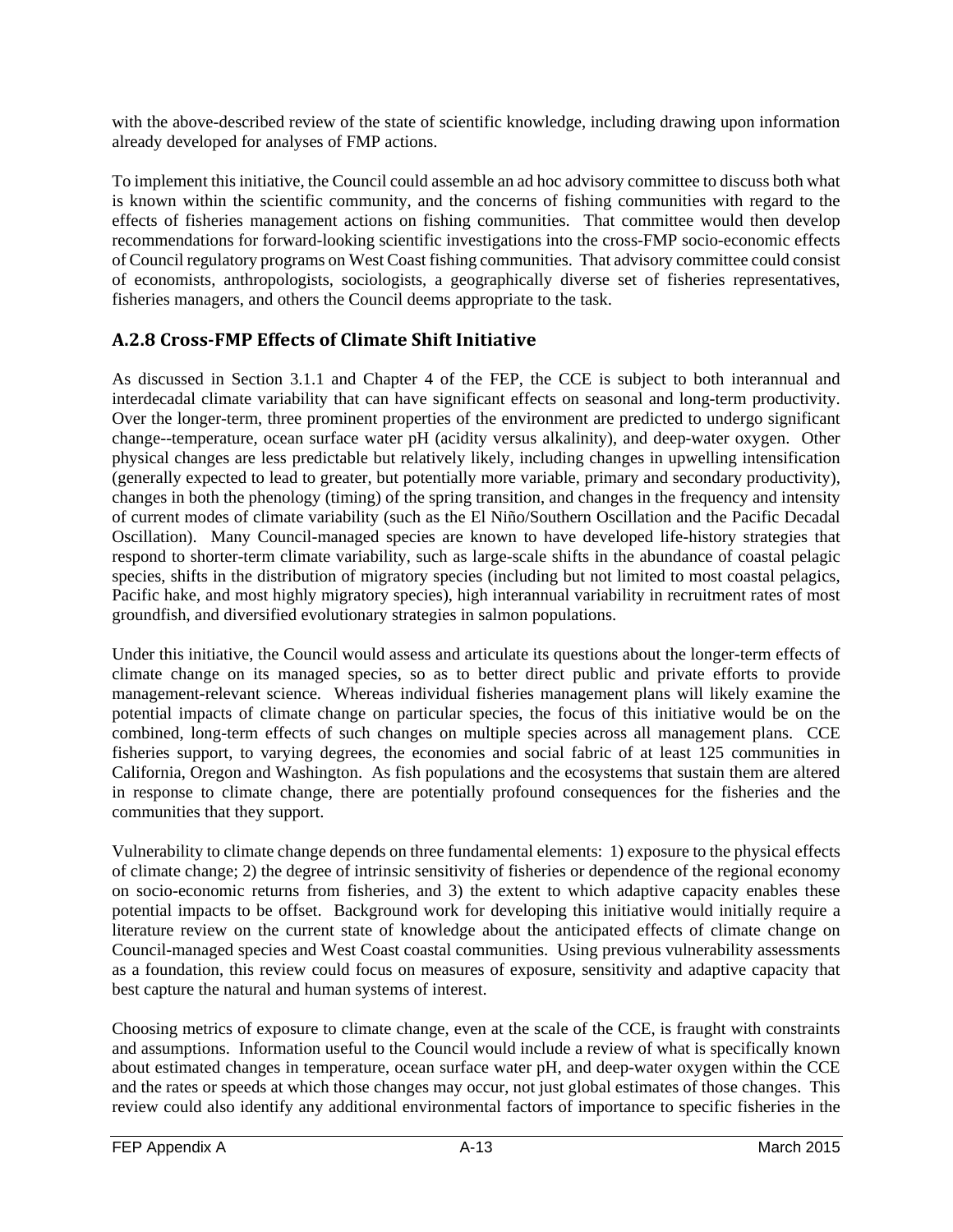with the above-described review of the state of scientific knowledge, including drawing upon information already developed for analyses of FMP actions.

To implement this initiative, the Council could assemble an ad hoc advisory committee to discuss both what is known within the scientific community, and the concerns of fishing communities with regard to the effects of fisheries management actions on fishing communities. That committee would then develop recommendations for forward-looking scientific investigations into the cross-FMP socio-economic effects of Council regulatory programs on West Coast fishing communities. That advisory committee could consist of economists, anthropologists, sociologists, a geographically diverse set of fisheries representatives, fisheries managers, and others the Council deems appropriate to the task.

## A.2.8 Cross-FMP Effects of Climate Shift Initiative

As discussed in Section 3.1.1 and Chapter 4 of the FEP, the CCE is subject to both interannual and interdecadal climate variability that can have significant effects on seasonal and long-term productivity. Over the longer-term, three prominent properties of the environment are predicted to undergo significant change--temperature, ocean surface water pH (acidity versus alkalinity), and deep-water oxygen. Other physical changes are less predictable but relatively likely, including changes in upwelling intensification (generally expected to lead to greater, but potentially more variable, primary and secondary productivity), changes in both the phenology (timing) of the spring transition, and changes in the frequency and intensity of current modes of climate variability (such as the El Niño/Southern Oscillation and the Pacific Decadal Oscillation). Many Council-managed species are known to have developed life-history strategies that respond to shorter-term climate variability, such as large-scale shifts in the abundance of coastal pelagic species, shifts in the distribution of migratory species (including but not limited to most coastal pelagics, Pacific hake, and most highly migratory species), high interannual variability in recruitment rates of most groundfish, and diversified evolutionary strategies in salmon populations.

Under this initiative, the Council would assess and articulate its questions about the longer-term effects of climate change on its managed species, so as to better direct public and private efforts to provide management-relevant science. Whereas individual fisheries management plans will likely examine the potential impacts of climate change on particular species, the focus of this initiative would be on the combined, long-term effects of such changes on multiple species across all management plans. CCE fisheries support, to varying degrees, the economies and social fabric of at least 125 communities in California, Oregon and Washington. As fish populations and the ecosystems that sustain them are altered in response to climate change, there are potentially profound consequences for the fisheries and the communities that they support.

Vulnerability to climate change depends on three fundamental elements: 1) exposure to the physical effects of climate change; 2) the degree of intrinsic sensitivity of fisheries or dependence of the regional economy on socio-economic returns from fisheries, and 3) the extent to which adaptive capacity enables these potential impacts to be offset. Background work for developing this initiative would initially require a literature review on the current state of knowledge about the anticipated effects of climate change on Council-managed species and West Coast coastal communities. Using previous vulnerability assessments as a foundation, this review could focus on measures of exposure, sensitivity and adaptive capacity that best capture the natural and human systems of interest.

Choosing metrics of exposure to climate change, even at the scale of the CCE, is fraught with constraints and assumptions. Information useful to the Council would include a review of what is specifically known about estimated changes in temperature, ocean surface water pH, and deep-water oxygen within the CCE and the rates or speeds at which those changes may occur, not just global estimates of those changes. This review could also identify any additional environmental factors of importance to specific fisheries in the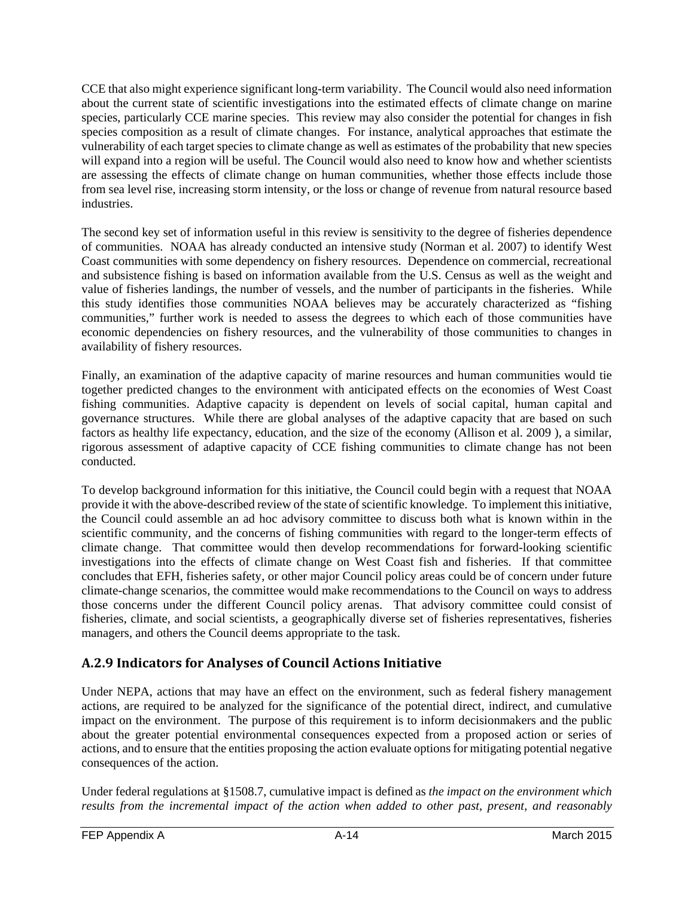CCE that also might experience significant long-term variability. The Council would also need information about the current state of scientific investigations into the estimated effects of climate change on marine species, particularly CCE marine species. This review may also consider the potential for changes in fish species composition as a result of climate changes. For instance, analytical approaches that estimate the vulnerability of each target species to climate change as well as estimates of the probability that new species will expand into a region will be useful. The Council would also need to know how and whether scientists are assessing the effects of climate change on human communities, whether those effects include those from sea level rise, increasing storm intensity, or the loss or change of revenue from natural resource based industries.

The second key set of information useful in this review is sensitivity to the degree of fisheries dependence of communities. NOAA has already conducted an intensive study (Norman et al. 2007) to identify West Coast communities with some dependency on fishery resources. Dependence on commercial, recreational and subsistence fishing is based on information available from the U.S. Census as well as the weight and value of fisheries landings, the number of vessels, and the number of participants in the fisheries. While this study identifies those communities NOAA believes may be accurately characterized as "fishing communities," further work is needed to assess the degrees to which each of those communities have economic dependencies on fishery resources, and the vulnerability of those communities to changes in availability of fishery resources.

Finally, an examination of the adaptive capacity of marine resources and human communities would tie together predicted changes to the environment with anticipated effects on the economies of West Coast fishing communities. Adaptive capacity is dependent on levels of social capital, human capital and governance structures. While there are global analyses of the adaptive capacity that are based on such factors as healthy life expectancy, education, and the size of the economy (Allison et al. 2009 ), a similar, rigorous assessment of adaptive capacity of CCE fishing communities to climate change has not been conducted.

To develop background information for this initiative, the Council could begin with a request that NOAA provide it with the above-described review of the state of scientific knowledge. To implement this initiative, the Council could assemble an ad hoc advisory committee to discuss both what is known within in the scientific community, and the concerns of fishing communities with regard to the longer-term effects of climate change. That committee would then develop recommendations for forward-looking scientific investigations into the effects of climate change on West Coast fish and fisheries. If that committee concludes that EFH, fisheries safety, or other major Council policy areas could be of concern under future climate-change scenarios, the committee would make recommendations to the Council on ways to address those concerns under the different Council policy arenas. That advisory committee could consist of fisheries, climate, and social scientists, a geographically diverse set of fisheries representatives, fisheries managers, and others the Council deems appropriate to the task.

### A.2.9 Indicators for Analyses of Council Actions Initiative

Under NEPA, actions that may have an effect on the environment, such as federal fishery management actions, are required to be analyzed for the significance of the potential direct, indirect, and cumulative impact on the environment. The purpose of this requirement is to inform decisionmakers and the public about the greater potential environmental consequences expected from a proposed action or series of actions, and to ensure that the entities proposing the action evaluate options for mitigating potential negative consequences of the action.

Under federal regulations at §1508.7, cumulative impact is defined as *the impact on the environment which results from the incremental impact of the action when added to other past, present, and reasonably*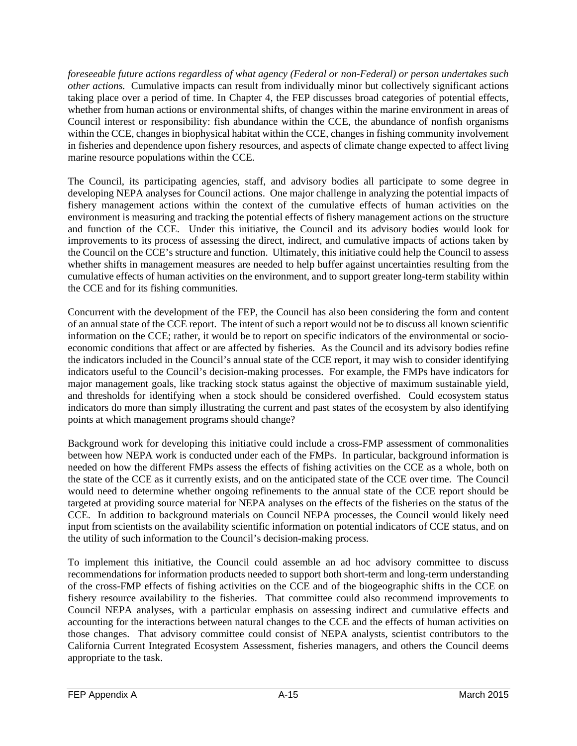*foreseeable future actions regardless of what agency (Federal or non-Federal) or person undertakes such other actions.* Cumulative impacts can result from individually minor but collectively significant actions taking place over a period of time. In Chapter 4, the FEP discusses broad categories of potential effects, whether from human actions or environmental shifts, of changes within the marine environment in areas of Council interest or responsibility: fish abundance within the CCE, the abundance of nonfish organisms within the CCE, changes in biophysical habitat within the CCE, changes in fishing community involvement in fisheries and dependence upon fishery resources, and aspects of climate change expected to affect living marine resource populations within the CCE.

The Council, its participating agencies, staff, and advisory bodies all participate to some degree in developing NEPA analyses for Council actions. One major challenge in analyzing the potential impacts of fishery management actions within the context of the cumulative effects of human activities on the environment is measuring and tracking the potential effects of fishery management actions on the structure and function of the CCE. Under this initiative, the Council and its advisory bodies would look for improvements to its process of assessing the direct, indirect, and cumulative impacts of actions taken by the Council on the CCE's structure and function. Ultimately, this initiative could help the Council to assess whether shifts in management measures are needed to help buffer against uncertainties resulting from the cumulative effects of human activities on the environment, and to support greater long-term stability within the CCE and for its fishing communities.

Concurrent with the development of the FEP, the Council has also been considering the form and content of an annual state of the CCE report. The intent of such a report would not be to discuss all known scientific information on the CCE; rather, it would be to report on specific indicators of the environmental or socio-economic conditions that affect or are affected by fisheries. As the Council and its advisory bodies refine the indicators included in the Council's annual state of the CCE report, it may wish to consider identifying indicators useful to the Council's decision-making processes. For example, the FMPs have indicators for major management goals, like tracking stock status against the objective of maximum sustainable yield, and thresholds for identifying when a stock should be considered overfished. Could ecosystem status indicators do more than simply illustrating the current and past states of the ecosystem by also identifying points at which management programs should change?

Background work for developing this initiative could include a cross-FMP assessment of commonalities between how NEPA work is conducted under each of the FMPs. In particular, background information is needed on how the different FMPs assess the effects of fishing activities on the CCE as a whole, both on the state of the CCE as it currently exists, and on the anticipated state of the CCE over time. The Council would need to determine whether ongoing refinements to the annual state of the CCE report should be targeted at providing source material for NEPA analyses on the effects of the fisheries on the status of the CCE. In addition to background materials on Council NEPA processes, the Council would likely need input from scientists on the availability scientific information on potential indicators of CCE status, and on the utility of such information to the Council's decision-making process.

To implement this initiative, the Council could assemble an ad hoc advisory committee to discuss recommendations for information products needed to support both short-term and long-term understanding of the cross-FMP effects of fishing activities on the CCE and of the biogeographic shifts in the CCE on fishery resource availability to the fisheries. That committee could also recommend improvements to Council NEPA analyses, with a particular emphasis on assessing indirect and cumulative effects and accounting for the interactions between natural changes to the CCE and the effects of human activities on those changes. That advisory committee could consist of NEPA analysts, scientist contributors to the California Current Integrated Ecosystem Assessment, fisheries managers, and others the Council deems appropriate to the task.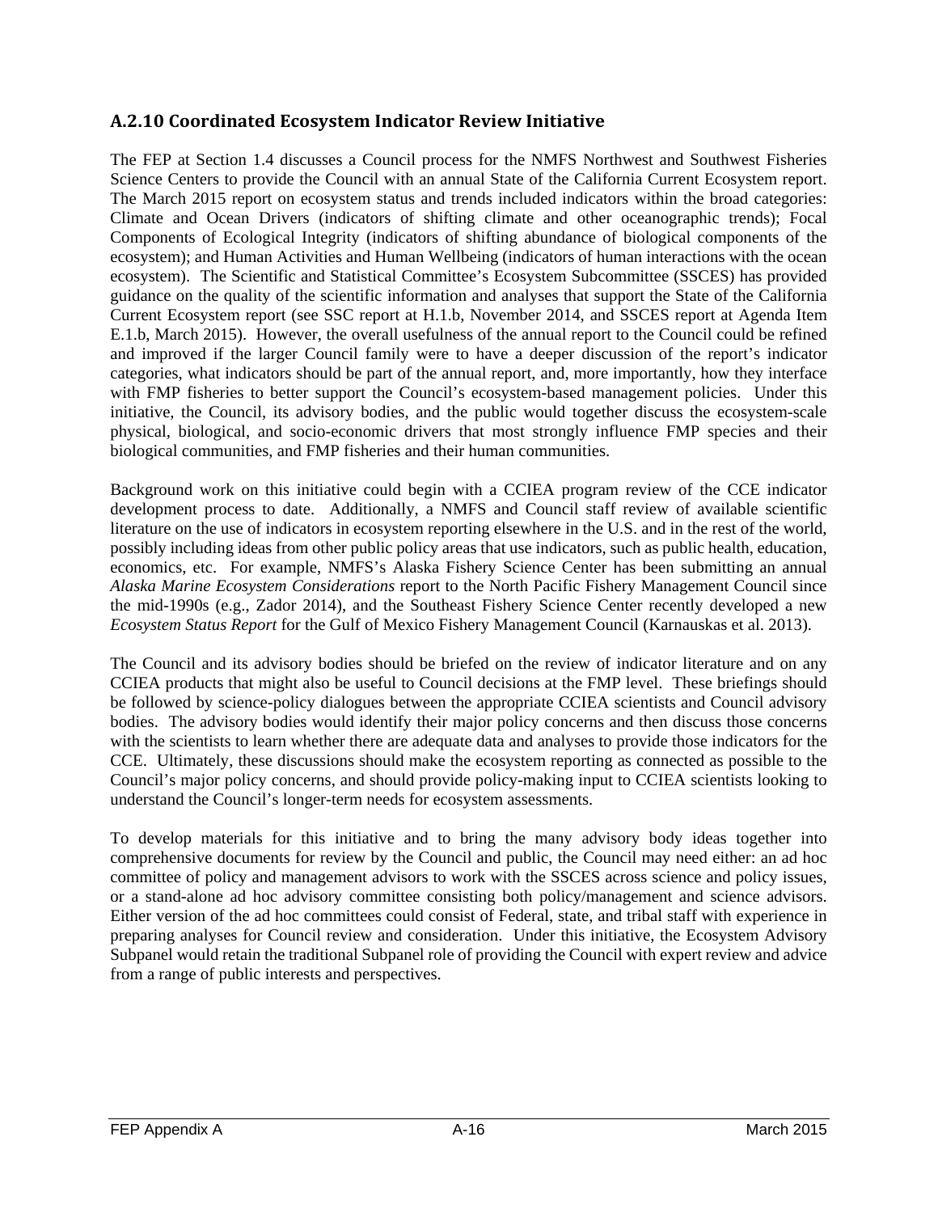## A.2.10 Coordinated Ecosystem Indicator Review Initiative

The FEP at Section 1.4 discusses a Council process for the NMFS Northwest and Southwest Fisheries Science Centers to provide the Council with an annual State of the California Current Ecosystem report. The March 2015 report on ecosystem status and trends included indicators within the broad categories: Climate and Ocean Drivers (indicators of shifting climate and other oceanographic trends); Focal Components of Ecological Integrity (indicators of shifting abundance of biological components of the ecosystem); and Human Activities and Human Wellbeing (indicators of human interactions with the ocean ecosystem). The Scientific and Statistical Committee's Ecosystem Subcommittee (SSCES) has provided guidance on the quality of the scientific information and analyses that support the State of the California Current Ecosystem report (see SSC report at H.1.b, November 2014, and SSCES report at Agenda Item E.1.b, March 2015). However, the overall usefulness of the annual report to the Council could be refined and improved if the larger Council family were to have a deeper discussion of the report's indicator categories, what indicators should be part of the annual report, and, more importantly, how they interface with FMP fisheries to better support the Council's ecosystem-based management policies. Under this initiative, the Council, its advisory bodies, and the public would together discuss the ecosystem-scale physical, biological, and socio-economic drivers that most strongly influence FMP species and their biological communities, and FMP fisheries and their human communities.

Background work on this initiative could begin with a CCIEA program review of the CCE indicator development process to date. Additionally, a NMFS and Council staff review of available scientific literature on the use of indicators in ecosystem reporting elsewhere in the U.S. and in the rest of the world, possibly including ideas from other public policy areas that use indicators, such as public health, education, economics, etc. For example, NMFS's Alaska Fishery Science Center has been submitting an annual *Alaska Marine Ecosystem Considerations* report to the North Pacific Fishery Management Council since the mid-1990s (e.g., Zador 2014), and the Southeast Fishery Science Center recently developed a new *Ecosystem Status Report* for the Gulf of Mexico Fishery Management Council (Karnauskas et al. 2013).

The Council and its advisory bodies should be briefed on the review of indicator literature and on any CCIEA products that might also be useful to Council decisions at the FMP level. These briefings should be followed by science-policy dialogues between the appropriate CCIEA scientists and Council advisory bodies. The advisory bodies would identify their major policy concerns and then discuss those concerns with the scientists to learn whether there are adequate data and analyses to provide those indicators for the CCE. Ultimately, these discussions should make the ecosystem reporting as connected as possible to the Council's major policy concerns, and should provide policy-making input to CCIEA scientists looking to understand the Council's longer-term needs for ecosystem assessments.

To develop materials for this initiative and to bring the many advisory body ideas together into comprehensive documents for review by the Council and public, the Council may need either: an ad hoc committee of policy and management advisors to work with the SSCES across science and policy issues, or a stand-alone ad hoc advisory committee consisting both policy/management and science advisors. Either version of the ad hoc committees could consist of Federal, state, and tribal staff with experience in preparing analyses for Council review and consideration. Under this initiative, the Ecosystem Advisory Subpanel would retain the traditional Subpanel role of providing the Council with expert review and advice from a range of public interests and perspectives.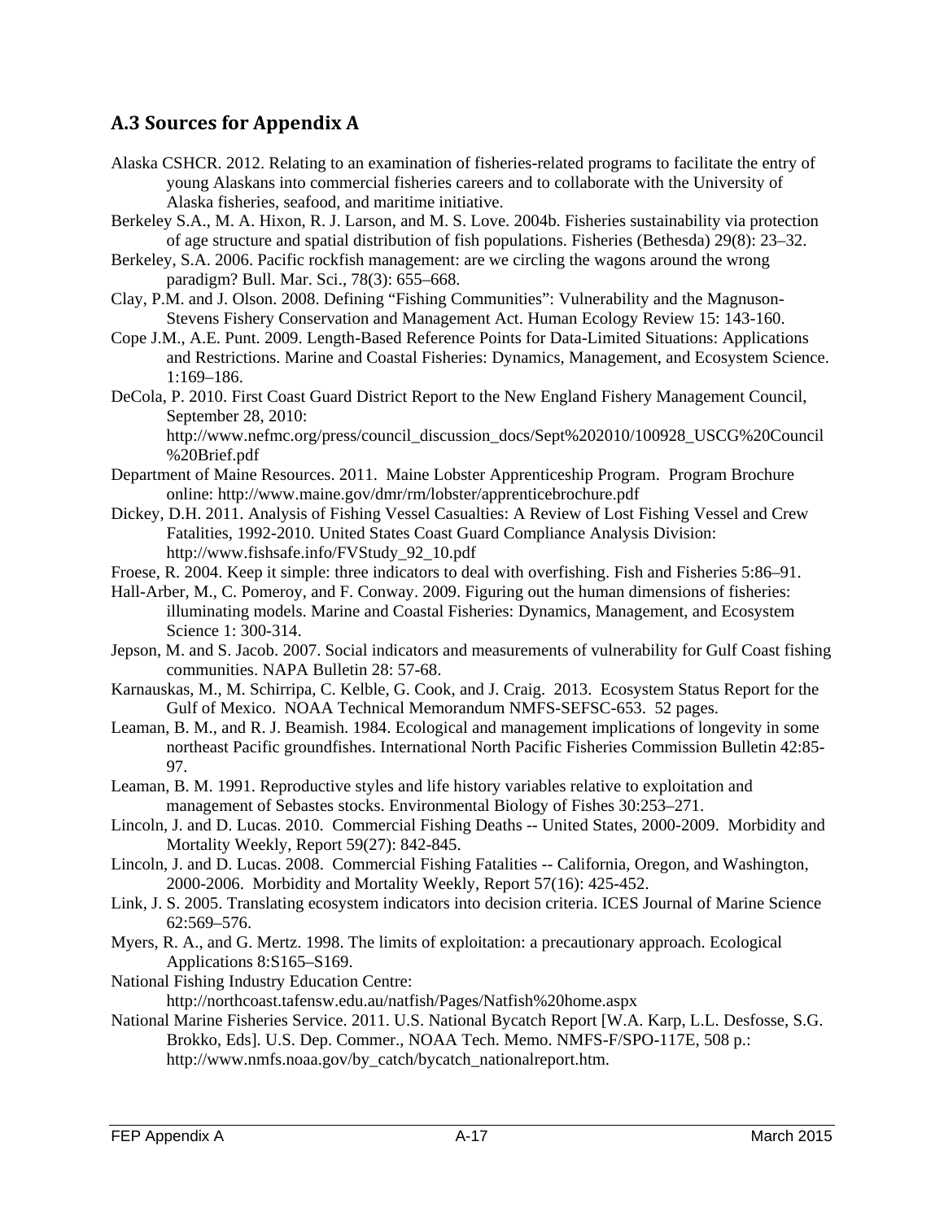## A.3 Sources for Appendix A

Alaska CSHCR. 2012. Relating to an examination of fisheries-related programs to facilitate the entry of young Alaskans into commercial fisheries careers and to collaborate with the University of Alaska fisheries, seafood, and maritime initiative.

Berkeley S.A., M. A. Hixon, R. J. Larson, and M. S. Love. 2004b. Fisheries sustainability via protection of age structure and spatial distribution of fish populations. Fisheries (Bethesda) 29(8): 23–32.

Berkeley, S.A. 2006. Pacific rockfish management: are we circling the wagons around the wrong paradigm? Bull. Mar. Sci., 78(3): 655–668.

Clay, P.M. and J. Olson. 2008. Defining "Fishing Communities": Vulnerability and the Magnuson-Stevens Fishery Conservation and Management Act. Human Ecology Review 15: 143-160.

Cope J.M., A.E. Punt. 2009. Length-Based Reference Points for Data-Limited Situations: Applications and Restrictions. Marine and Coastal Fisheries: Dynamics, Management, and Ecosystem Science. 1:169–186.

DeCola, P. 2010. First Coast Guard District Report to the New England Fishery Management Council, September 28, 2010: http://www.nefmc.org/press/council_discussion_docs/Sept%202010/100928_USCG%20Council%20Brief.pdf

Department of Maine Resources. 2011. Maine Lobster Apprenticeship Program. Program Brochure online: http://www.maine.gov/dmr/rm/lobster/apprenticebrochure.pdf

Dickey, D.H. 2011. Analysis of Fishing Vessel Casualties: A Review of Lost Fishing Vessel and Crew Fatalities, 1992-2010. United States Coast Guard Compliance Analysis Division: http://www.fishsafe.info/FVStudy_92_10.pdf

Froese, R. 2004. Keep it simple: three indicators to deal with overfishing. Fish and Fisheries 5:86–91.

Hall-Arber, M., C. Pomeroy, and F. Conway. 2009. Figuring out the human dimensions of fisheries: illuminating models. Marine and Coastal Fisheries: Dynamics, Management, and Ecosystem Science 1: 300-314.

Jepson, M. and S. Jacob. 2007. Social indicators and measurements of vulnerability for Gulf Coast fishing communities. NAPA Bulletin 28: 57-68.

Karnauskas, M., M. Schirripa, C. Kelble, G. Cook, and J. Craig. 2013. Ecosystem Status Report for the Gulf of Mexico. NOAA Technical Memorandum NMFS-SEFSC-653. 52 pages.

Leaman, B. M., and R. J. Beamish. 1984. Ecological and management implications of longevity in some northeast Pacific groundfishes. International North Pacific Fisheries Commission Bulletin 42:85-97.

Leaman, B. M. 1991. Reproductive styles and life history variables relative to exploitation and management of Sebastes stocks. Environmental Biology of Fishes 30:253–271.

Lincoln, J. and D. Lucas. 2010. Commercial Fishing Deaths -- United States, 2000-2009. Morbidity and Mortality Weekly, Report 59(27): 842-845.

Lincoln, J. and D. Lucas. 2008. Commercial Fishing Fatalities -- California, Oregon, and Washington, 2000-2006. Morbidity and Mortality Weekly, Report 57(16): 425-452.

Link, J. S. 2005. Translating ecosystem indicators into decision criteria. ICES Journal of Marine Science 62:569–576.

Myers, R. A., and G. Mertz. 1998. The limits of exploitation: a precautionary approach. Ecological Applications 8:S165–S169.

National Fishing Industry Education Centre: http://northcoast.tafensw.edu.au/natfish/Pages/Natfish%20home.aspx

National Marine Fisheries Service. 2011. U.S. National Bycatch Report [W.A. Karp, L.L. Desfosse, S.G. Brokko, Eds]. U.S. Dep. Commer., NOAA Tech. Memo. NMFS-F/SPO-117E, 508 p.: http://www.nmfs.noaa.gov/by_catch/bycatch_nationalreport.htm.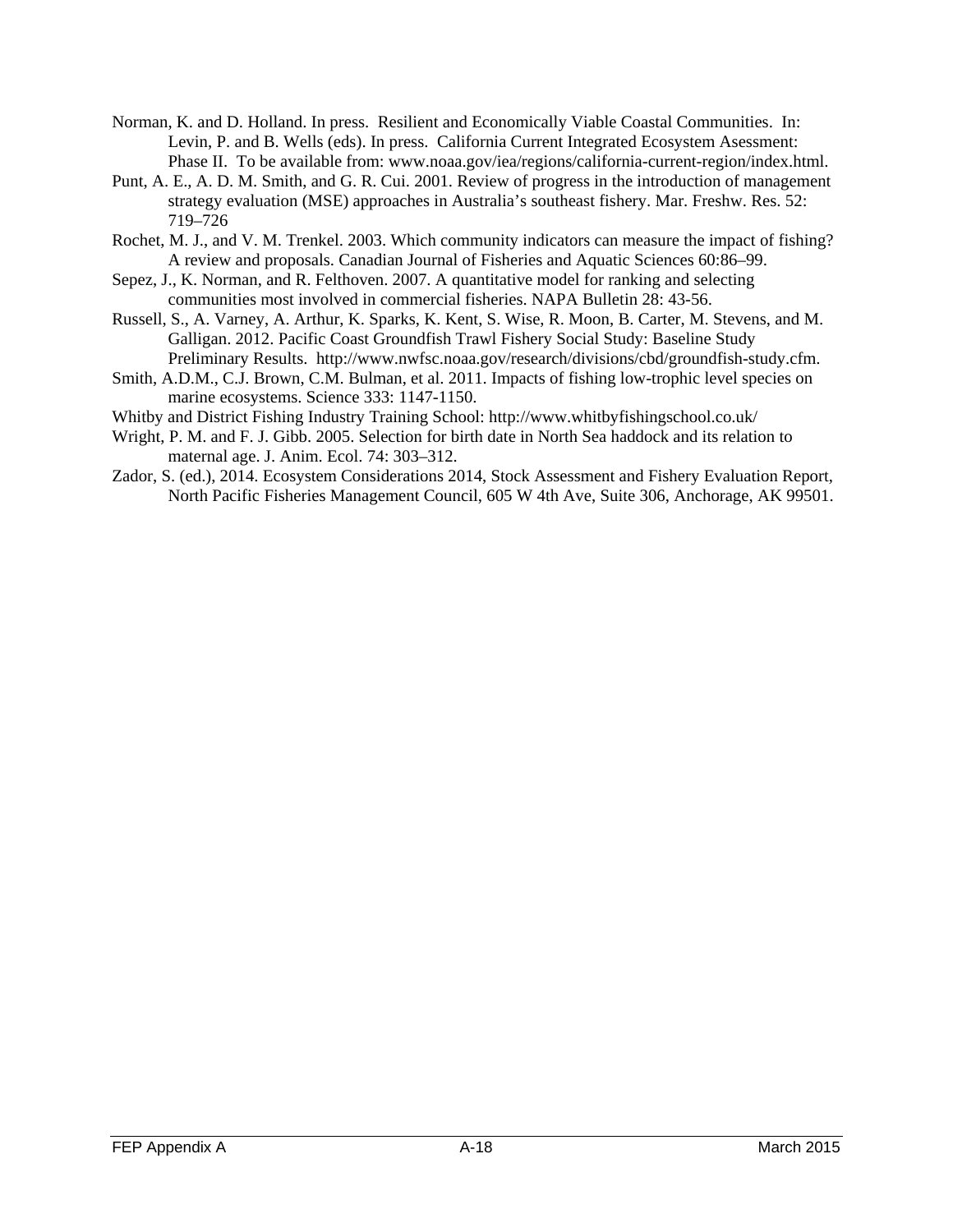Norman, K. and D. Holland. In press. Resilient and Economically Viable Coastal Communities. In: Levin, P. and B. Wells (eds). In press. California Current Integrated Ecosystem Asessment: Phase II. To be available from: www.noaa.gov/iea/regions/california-current-region/index.html.

Punt, A. E., A. D. M. Smith, and G. R. Cui. 2001. Review of progress in the introduction of management strategy evaluation (MSE) approaches in Australia's southeast fishery. Mar. Freshw. Res. 52: 719–726

Rochet, M. J., and V. M. Trenkel. 2003. Which community indicators can measure the impact of fishing? A review and proposals. Canadian Journal of Fisheries and Aquatic Sciences 60:86–99.

Sepez, J., K. Norman, and R. Felthoven. 2007. A quantitative model for ranking and selecting communities most involved in commercial fisheries. NAPA Bulletin 28: 43-56.

Russell, S., A. Varney, A. Arthur, K. Sparks, K. Kent, S. Wise, R. Moon, B. Carter, M. Stevens, and M. Galligan. 2012. Pacific Coast Groundfish Trawl Fishery Social Study: Baseline Study Preliminary Results. http://www.nwfsc.noaa.gov/research/divisions/cbd/groundfish-study.cfm.

Smith, A.D.M., C.J. Brown, C.M. Bulman, et al. 2011. Impacts of fishing low-trophic level species on marine ecosystems. Science 333: 1147-1150.

Whitby and District Fishing Industry Training School: http://www.whitbyfishingschool.co.uk/

Wright, P. M. and F. J. Gibb. 2005. Selection for birth date in North Sea haddock and its relation to maternal age. J. Anim. Ecol. 74: 303–312.

Zador, S. (ed.), 2014. Ecosystem Considerations 2014, Stock Assessment and Fishery Evaluation Report, North Pacific Fisheries Management Council, 605 W 4th Ave, Suite 306, Anchorage, AK 99501.